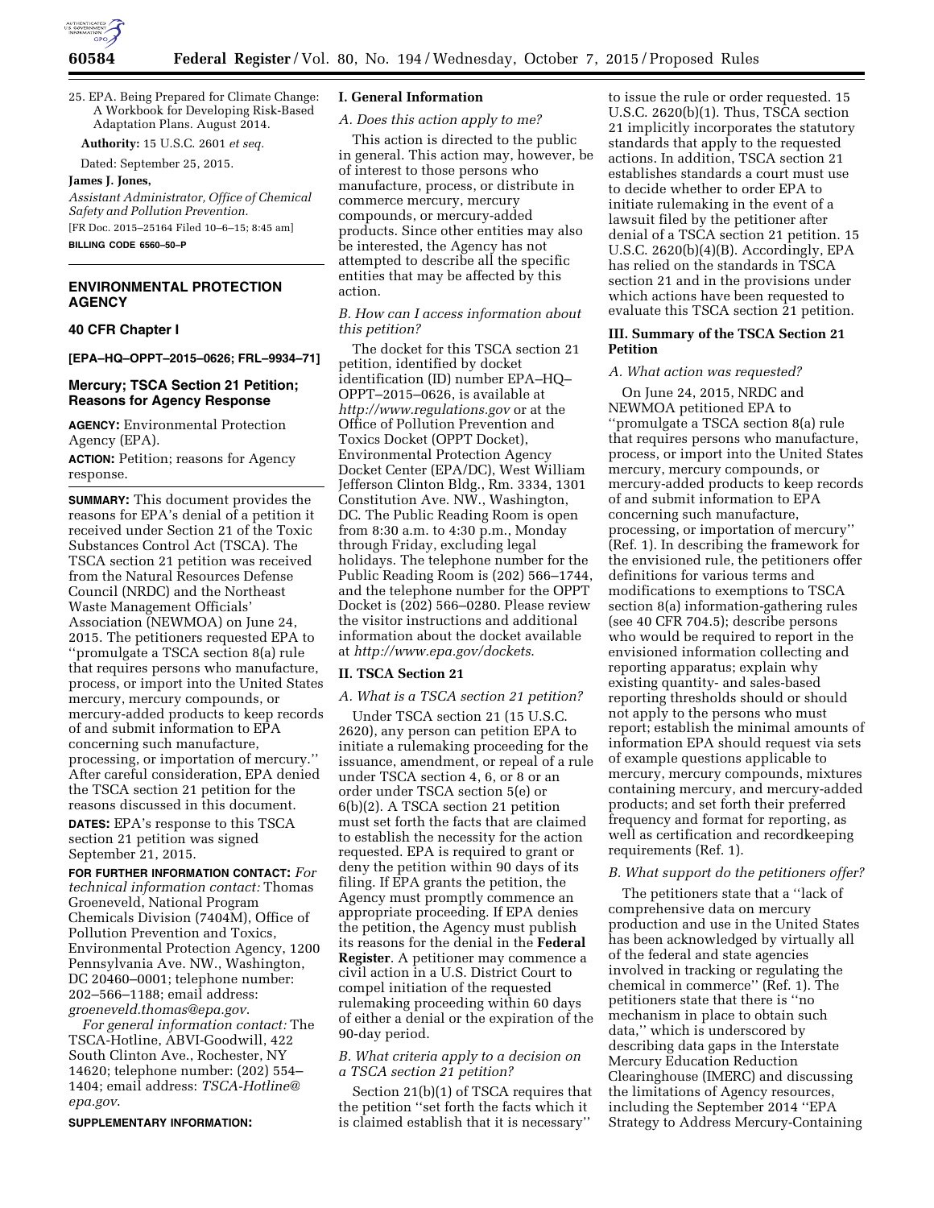25. EPA. Being Prepared for Climate Change: A Workbook for Developing Risk-Based Adaptation Plans. August 2014.

**Authority:** 15 U.S.C. 2601 *et seq.*

Dated: September 25, 2015.

**James J. Jones,**

*Assistant Administrator, Office of Chemical Safety and Pollution Prevention.*

[FR Doc. 2015–25164 Filed 10–6–15; 8:45 am]

**BILLING CODE 6560–50–P**

## ENVIRONMENTAL PROTECTION AGENCY

### 40 CFR Chapter I

**[EPA–HQ–OPPT–2015–0626; FRL–9934–71]**

### Mercury; TSCA Section 21 Petition; Reasons for Agency Response

**AGENCY:** Environmental Protection Agency (EPA).

**ACTION:** Petition; reasons for Agency response.

**SUMMARY:** This document provides the reasons for EPA's denial of a petition it received under Section 21 of the Toxic Substances Control Act (TSCA). The TSCA section 21 petition was received from the Natural Resources Defense Council (NRDC) and the Northeast Waste Management Officials' Association (NEWMOA) on June 24, 2015. The petitioners requested EPA to ''promulgate a TSCA section 8(a) rule that requires persons who manufacture, process, or import into the United States mercury, mercury compounds, or mercury-added products to keep records of and submit information to EPA concerning such manufacture, processing, or importation of mercury.'' After careful consideration, EPA denied the TSCA section 21 petition for the reasons discussed in this document.

**DATES:** EPA's response to this TSCA section 21 petition was signed September 21, 2015.

**FOR FURTHER INFORMATION CONTACT:** *For technical information contact:* Thomas Groeneveld, National Program Chemicals Division (7404M), Office of Pollution Prevention and Toxics, Environmental Protection Agency, 1200 Pennsylvania Ave. NW., Washington, DC 20460–0001; telephone number: 202–566–1188; email address: *groeneveld.thomas@epa.gov*.

*For general information contact:* The TSCA-Hotline, ABVI-Goodwill, 422 South Clinton Ave., Rochester, NY 14620; telephone number: (202) 554–1404; email address: *TSCA-Hotline@epa.gov*.

**SUPPLEMENTARY INFORMATION:**

### I. General Information

#### *A. Does this action apply to me?*

This action is directed to the public in general. This action may, however, be of interest to those persons who manufacture, process, or distribute in commerce mercury, mercury compounds, or mercury-added products. Since other entities may also be interested, the Agency has not attempted to describe all the specific entities that may be affected by this action.

#### *B. How can I access information about this petition?*

The docket for this TSCA section 21 petition, identified by docket identification (ID) number EPA–HQ–OPPT–2015–0626, is available at *http://www.regulations.gov* or at the Office of Pollution Prevention and Toxics Docket (OPPT Docket), Environmental Protection Agency Docket Center (EPA/DC), West William Jefferson Clinton Bldg., Rm. 3334, 1301 Constitution Ave. NW., Washington, DC. The Public Reading Room is open from 8:30 a.m. to 4:30 p.m., Monday through Friday, excluding legal holidays. The telephone number for the Public Reading Room is (202) 566–1744, and the telephone number for the OPPT Docket is (202) 566–0280. Please review the visitor instructions and additional information about the docket available at *http://www.epa.gov/dockets*.

### II. TSCA Section 21

#### *A. What is a TSCA section 21 petition?*

Under TSCA section 21 (15 U.S.C. 2620), any person can petition EPA to initiate a rulemaking proceeding for the issuance, amendment, or repeal of a rule under TSCA section 4, 6, or 8 or an order under TSCA section 5(e) or 6(b)(2). A TSCA section 21 petition must set forth the facts that are claimed to establish the necessity for the action requested. EPA is required to grant or deny the petition within 90 days of its filing. If EPA grants the petition, the Agency must promptly commence an appropriate proceeding. If EPA denies the petition, the Agency must publish its reasons for the denial in the **Federal Register**. A petitioner may commence a civil action in a U.S. District Court to compel initiation of the requested rulemaking proceeding within 60 days of either a denial or the expiration of the 90-day period.

#### *B. What criteria apply to a decision on a TSCA section 21 petition?*

Section 21(b)(1) of TSCA requires that the petition ''set forth the facts which it is claimed establish that it is necessary'' to issue the rule or order requested. 15 U.S.C. 2620(b)(1). Thus, TSCA section 21 implicitly incorporates the statutory standards that apply to the requested actions. In addition, TSCA section 21 establishes standards a court must use to decide whether to order EPA to initiate rulemaking in the event of a lawsuit filed by the petitioner after denial of a TSCA section 21 petition. 15 U.S.C. 2620(b)(4)(B). Accordingly, EPA has relied on the standards in TSCA section 21 and in the provisions under which actions have been requested to evaluate this TSCA section 21 petition.

### III. Summary of the TSCA Section 21 Petition

#### *A. What action was requested?*

On June 24, 2015, NRDC and NEWMOA petitioned EPA to ''promulgate a TSCA section 8(a) rule that requires persons who manufacture, process, or import into the United States mercury, mercury compounds, or mercury-added products to keep records of and submit information to EPA concerning such manufacture, processing, or importation of mercury'' (Ref. 1). In describing the framework for the envisioned rule, the petitioners offer definitions for various terms and modifications to exemptions to TSCA section 8(a) information-gathering rules (see 40 CFR 704.5); describe persons who would be required to report in the envisioned information collecting and reporting apparatus; explain why existing quantity- and sales-based reporting thresholds should or should not apply to the persons who must report; establish the minimal amounts of information EPA should request via sets of example questions applicable to mercury, mercury compounds, mixtures containing mercury, and mercury-added products; and set forth their preferred frequency and format for reporting, as well as certification and recordkeeping requirements (Ref. 1).

#### *B. What support do the petitioners offer?*

The petitioners state that a ''lack of comprehensive data on mercury production and use in the United States has been acknowledged by virtually all of the federal and state agencies involved in tracking or regulating the chemical in commerce'' (Ref. 1). The petitioners state that there is ''no mechanism in place to obtain such data,'' which is underscored by describing data gaps in the Interstate Mercury Education Reduction Clearinghouse (IMERC) and discussing the limitations of Agency resources, including the September 2014 ''EPA Strategy to Address Mercury-Containing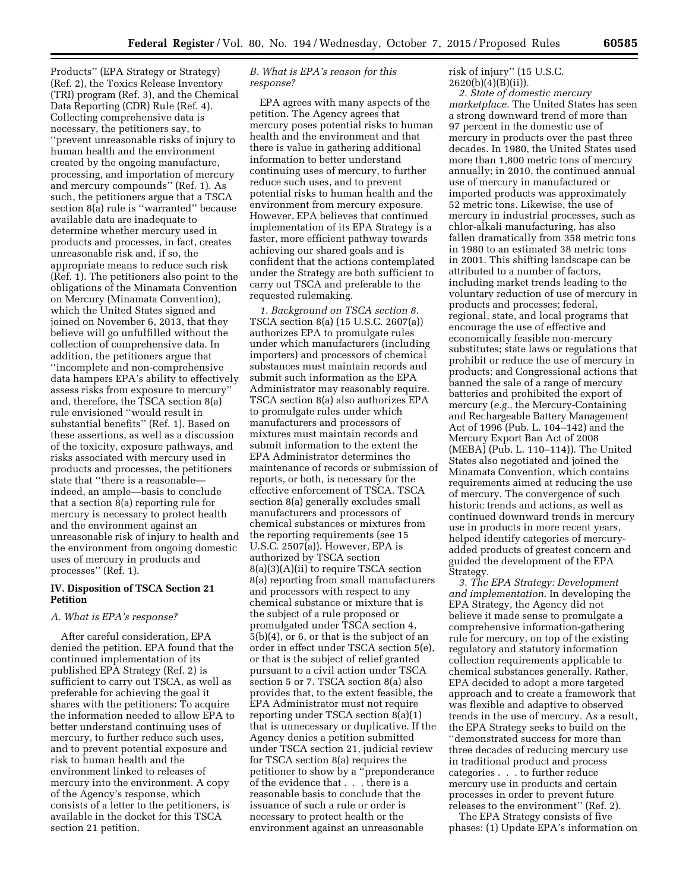Products'' (EPA Strategy or Strategy) (Ref. 2), the Toxics Release Inventory (TRI) program (Ref. 3), and the Chemical Data Reporting (CDR) Rule (Ref. 4). Collecting comprehensive data is necessary, the petitioners say, to ''prevent unreasonable risks of injury to human health and the environment created by the ongoing manufacture, processing, and importation of mercury and mercury compounds'' (Ref. 1). As such, the petitioners argue that a TSCA section 8(a) rule is ''warranted'' because available data are inadequate to determine whether mercury used in products and processes, in fact, creates unreasonable risk and, if so, the appropriate means to reduce such risk (Ref. 1). The petitioners also point to the obligations of the Minamata Convention on Mercury (Minamata Convention), which the United States signed and joined on November 6, 2013, that they believe will go unfulfilled without the collection of comprehensive data. In addition, the petitioners argue that ''incomplete and non-comprehensive data hampers EPA's ability to effectively assess risks from exposure to mercury'' and, therefore, the TSCA section 8(a) rule envisioned ''would result in substantial benefits'' (Ref. 1). Based on these assertions, as well as a discussion of the toxicity, exposure pathways, and risks associated with mercury used in products and processes, the petitioners state that ''there is a reasonable—indeed, an ample—basis to conclude that a section 8(a) reporting rule for mercury is necessary to protect health and the environment against an unreasonable risk of injury to health and the environment from ongoing domestic uses of mercury in products and processes'' (Ref. 1).

## IV. Disposition of TSCA Section 21 Petition

### *A. What is EPA's response?*

After careful consideration, EPA denied the petition. EPA found that the continued implementation of its published EPA Strategy (Ref. 2) is sufficient to carry out TSCA, as well as preferable for achieving the goal it shares with the petitioners: To acquire the information needed to allow EPA to better understand continuing uses of mercury, to further reduce such uses, and to prevent potential exposure and risk to human health and the environment linked to releases of mercury into the environment. A copy of the Agency's response, which consists of a letter to the petitioners, is available in the docket for this TSCA section 21 petition.

### *B. What is EPA's reason for this response?*

EPA agrees with many aspects of the petition. The Agency agrees that mercury poses potential risks to human health and the environment and that there is value in gathering additional information to better understand continuing uses of mercury, to further reduce such uses, and to prevent potential risks to human health and the environment from mercury exposure. However, EPA believes that continued implementation of its EPA Strategy is a faster, more efficient pathway towards achieving our shared goals and is confident that the actions contemplated under the Strategy are both sufficient to carry out TSCA and preferable to the requested rulemaking.

*1. Background on TSCA section 8.* TSCA section 8(a) (15 U.S.C. 2607(a)) authorizes EPA to promulgate rules under which manufacturers (including importers) and processors of chemical substances must maintain records and submit such information as the EPA Administrator may reasonably require. TSCA section 8(a) also authorizes EPA to promulgate rules under which manufacturers and processors of mixtures must maintain records and submit information to the extent the EPA Administrator determines the maintenance of records or submission of reports, or both, is necessary for the effective enforcement of TSCA. TSCA section 8(a) generally excludes small manufacturers and processors of chemical substances or mixtures from the reporting requirements (see 15 U.S.C. 2507(a)). However, EPA is authorized by TSCA section 8(a)(3)(A)(ii) to require TSCA section 8(a) reporting from small manufacturers and processors with respect to any chemical substance or mixture that is the subject of a rule proposed or promulgated under TSCA section 4, 5(b)(4), or 6, or that is the subject of an order in effect under TSCA section 5(e), or that is the subject of relief granted pursuant to a civil action under TSCA section 5 or 7. TSCA section 8(a) also provides that, to the extent feasible, the EPA Administrator must not require reporting under TSCA section 8(a)(1) that is unnecessary or duplicative. If the Agency denies a petition submitted under TSCA section 21, judicial review for TSCA section 8(a) requires the petitioner to show by a ''preponderance of the evidence that . . . there is a reasonable basis to conclude that the issuance of such a rule or order is necessary to protect health or the environment against an unreasonable risk of injury'' (15 U.S.C. 2620(b)(4)(B)(ii)).

*2. State of domestic mercury marketplace.* The United States has seen a strong downward trend of more than 97 percent in the domestic use of mercury in products over the past three decades. In 1980, the United States used more than 1,800 metric tons of mercury annually; in 2010, the continued annual use of mercury in manufactured or imported products was approximately 52 metric tons. Likewise, the use of mercury in industrial processes, such as chlor-alkali manufacturing, has also fallen dramatically from 358 metric tons in 1980 to an estimated 38 metric tons in 2001. This shifting landscape can be attributed to a number of factors, including market trends leading to the voluntary reduction of use of mercury in products and processes; federal, regional, state, and local programs that encourage the use of effective and economically feasible non-mercury substitutes; state laws or regulations that prohibit or reduce the use of mercury in products; and Congressional actions that banned the sale of a range of mercury batteries and prohibited the export of mercury (*e.g.,* the Mercury-Containing and Rechargeable Battery Management Act of 1996 (Pub. L. 104–142) and the Mercury Export Ban Act of 2008 (MEBA) (Pub. L. 110–114)). The United States also negotiated and joined the Minamata Convention, which contains requirements aimed at reducing the use of mercury. The convergence of such historic trends and actions, as well as continued downward trends in mercury use in products in more recent years, helped identify categories of mercury-added products of greatest concern and guided the development of the EPA Strategy.

*3. The EPA Strategy: Development and implementation.* In developing the EPA Strategy, the Agency did not believe it made sense to promulgate a comprehensive information-gathering rule for mercury, on top of the existing regulatory and statutory information collection requirements applicable to chemical substances generally. Rather, EPA decided to adopt a more targeted approach and to create a framework that was flexible and adaptive to observed trends in the use of mercury. As a result, the EPA Strategy seeks to build on the ''demonstrated success for more than three decades of reducing mercury use in traditional product and process categories . . . to further reduce mercury use in products and certain processes in order to prevent future releases to the environment'' (Ref. 2).

The EPA Strategy consists of five phases: (1) Update EPA's information on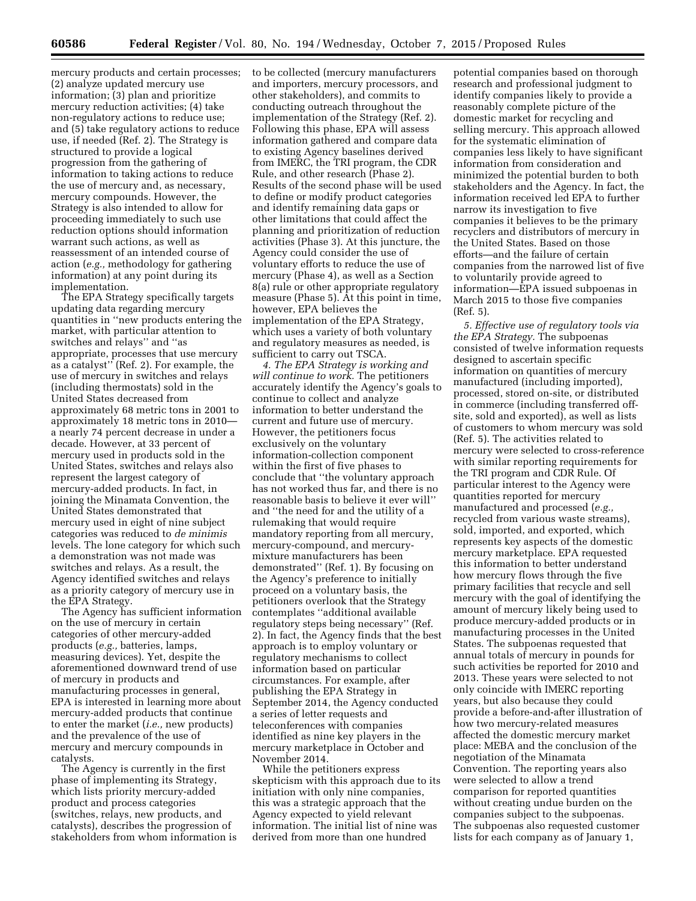mercury products and certain processes; (2) analyze updated mercury use information; (3) plan and prioritize mercury reduction activities; (4) take non-regulatory actions to reduce use; and (5) take regulatory actions to reduce use, if needed (Ref. 2). The Strategy is structured to provide a logical progression from the gathering of information to taking actions to reduce the use of mercury and, as necessary, mercury compounds. However, the Strategy is also intended to allow for proceeding immediately to such use reduction options should information warrant such actions, as well as reassessment of an intended course of action (*e.g.,* methodology for gathering information) at any point during its implementation.

The EPA Strategy specifically targets updating data regarding mercury quantities in ''new products entering the market, with particular attention to switches and relays'' and ''as appropriate, processes that use mercury as a catalyst'' (Ref. 2). For example, the use of mercury in switches and relays (including thermostats) sold in the United States decreased from approximately 68 metric tons in 2001 to approximately 18 metric tons in 2010—a nearly 74 percent decrease in under a decade. However, at 33 percent of mercury used in products sold in the United States, switches and relays also represent the largest category of mercury-added products. In fact, in joining the Minamata Convention, the United States demonstrated that mercury used in eight of nine subject categories was reduced to *de minimis* levels. The lone category for which such a demonstration was not made was switches and relays. As a result, the Agency identified switches and relays as a priority category of mercury use in the EPA Strategy.

The Agency has sufficient information on the use of mercury in certain categories of other mercury-added products (*e.g.,* batteries, lamps, measuring devices). Yet, despite the aforementioned downward trend of use of mercury in products and manufacturing processes in general, EPA is interested in learning more about mercury-added products that continue to enter the market (*i.e.,* new products) and the prevalence of the use of mercury and mercury compounds in catalysts.

The Agency is currently in the first phase of implementing its Strategy, which lists priority mercury-added product and process categories (switches, relays, new products, and catalysts), describes the progression of stakeholders from whom information is to be collected (mercury manufacturers and importers, mercury processors, and other stakeholders), and commits to conducting outreach throughout the implementation of the Strategy (Ref. 2). Following this phase, EPA will assess information gathered and compare data to existing Agency baselines derived from IMERC, the TRI program, the CDR Rule, and other research (Phase 2). Results of the second phase will be used to define or modify product categories and identify remaining data gaps or other limitations that could affect the planning and prioritization of reduction activities (Phase 3). At this juncture, the Agency could consider the use of voluntary efforts to reduce the use of mercury (Phase 4), as well as a Section 8(a) rule or other appropriate regulatory measure (Phase 5). At this point in time, however, EPA believes the implementation of the EPA Strategy, which uses a variety of both voluntary and regulatory measures as needed, is sufficient to carry out TSCA.

*4. The EPA Strategy is working and will continue to work.* The petitioners accurately identify the Agency's goals to continue to collect and analyze information to better understand the current and future use of mercury. However, the petitioners focus exclusively on the voluntary information-collection component within the first of five phases to conclude that ''the voluntary approach has not worked thus far, and there is no reasonable basis to believe it ever will'' and ''the need for and the utility of a rulemaking that would require mandatory reporting from all mercury, mercury-compound, and mercury-mixture manufacturers has been demonstrated'' (Ref. 1). By focusing on the Agency's preference to initially proceed on a voluntary basis, the petitioners overlook that the Strategy contemplates ''additional available regulatory steps being necessary'' (Ref. 2). In fact, the Agency finds that the best approach is to employ voluntary or regulatory mechanisms to collect information based on particular circumstances. For example, after publishing the EPA Strategy in September 2014, the Agency conducted a series of letter requests and teleconferences with companies identified as nine key players in the mercury marketplace in October and November 2014.

While the petitioners express skepticism with this approach due to its initiation with only nine companies, this was a strategic approach that the Agency expected to yield relevant information. The initial list of nine was derived from more than one hundred potential companies based on thorough research and professional judgment to identify companies likely to provide a reasonably complete picture of the domestic market for recycling and selling mercury. This approach allowed for the systematic elimination of companies less likely to have significant information from consideration and minimized the potential burden to both stakeholders and the Agency. In fact, the information received led EPA to further narrow its investigation to five companies it believes to be the primary recyclers and distributors of mercury in the United States. Based on those efforts—and the failure of certain companies from the narrowed list of five to voluntarily provide agreed to information—EPA issued subpoenas in March 2015 to those five companies (Ref. 5).

*5. Effective use of regulatory tools via the EPA Strategy.* The subpoenas consisted of twelve information requests designed to ascertain specific information on quantities of mercury manufactured (including imported), processed, stored on-site, or distributed in commerce (including transferred off-site, sold and exported), as well as lists of customers to whom mercury was sold (Ref. 5). The activities related to mercury were selected to cross-reference with similar reporting requirements for the TRI program and CDR Rule. Of particular interest to the Agency were quantities reported for mercury manufactured and processed (*e.g.,* recycled from various waste streams), sold, imported, and exported, which represents key aspects of the domestic mercury marketplace. EPA requested this information to better understand how mercury flows through the five primary facilities that recycle and sell mercury with the goal of identifying the amount of mercury likely being used to produce mercury-added products or in manufacturing processes in the United States. The subpoenas requested that annual totals of mercury in pounds for such activities be reported for 2010 and 2013. These years were selected to not only coincide with IMERC reporting years, but also because they could provide a before-and-after illustration of how two mercury-related measures affected the domestic mercury market place: MEBA and the conclusion of the negotiation of the Minamata Convention. The reporting years also were selected to allow a trend comparison for reported quantities without creating undue burden on the companies subject to the subpoenas. The subpoenas also requested customer lists for each company as of January 1,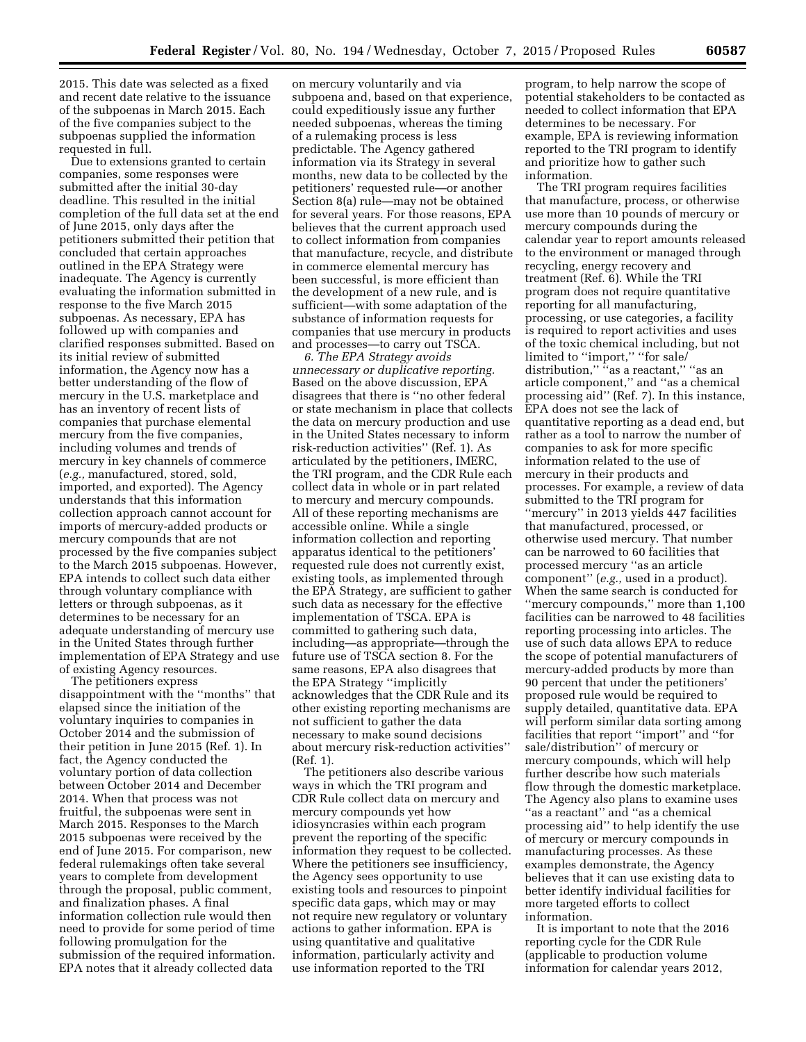2015. This date was selected as a fixed and recent date relative to the issuance of the subpoenas in March 2015. Each of the five companies subject to the subpoenas supplied the information requested in full.

Due to extensions granted to certain companies, some responses were submitted after the initial 30-day deadline. This resulted in the initial completion of the full data set at the end of June 2015, only days after the petitioners submitted their petition that concluded that certain approaches outlined in the EPA Strategy were inadequate. The Agency is currently evaluating the information submitted in response to the five March 2015 subpoenas. As necessary, EPA has followed up with companies and clarified responses submitted. Based on its initial review of submitted information, the Agency now has a better understanding of the flow of mercury in the U.S. marketplace and has an inventory of recent lists of companies that purchase elemental mercury from the five companies, including volumes and trends of mercury in key channels of commerce (*e.g.,* manufactured, stored, sold, imported, and exported). The Agency understands that this information collection approach cannot account for imports of mercury-added products or mercury compounds that are not processed by the five companies subject to the March 2015 subpoenas. However, EPA intends to collect such data either through voluntary compliance with letters or through subpoenas, as it determines to be necessary for an adequate understanding of mercury use in the United States through further implementation of EPA Strategy and use of existing Agency resources.

The petitioners express disappointment with the ''months'' that elapsed since the initiation of the voluntary inquiries to companies in October 2014 and the submission of their petition in June 2015 (Ref. 1). In fact, the Agency conducted the voluntary portion of data collection between October 2014 and December 2014. When that process was not fruitful, the subpoenas were sent in March 2015. Responses to the March 2015 subpoenas were received by the end of June 2015. For comparison, new federal rulemakings often take several years to complete from development through the proposal, public comment, and finalization phases. A final information collection rule would then need to provide for some period of time following promulgation for the submission of the required information. EPA notes that it already collected data on mercury voluntarily and via subpoena and, based on that experience, could expeditiously issue any further needed subpoenas, whereas the timing of a rulemaking process is less predictable. The Agency gathered information via its Strategy in several months, new data to be collected by the petitioners' requested rule—or another Section 8(a) rule—may not be obtained for several years. For those reasons, EPA believes that the current approach used to collect information from companies that manufacture, recycle, and distribute in commerce elemental mercury has been successful, is more efficient than the development of a new rule, and is sufficient—with some adaptation of the substance of information requests for companies that use mercury in products and processes—to carry out TSCA.

*6. The EPA Strategy avoids unnecessary or duplicative reporting.* Based on the above discussion, EPA disagrees that there is ''no other federal or state mechanism in place that collects the data on mercury production and use in the United States necessary to inform risk-reduction activities'' (Ref. 1). As articulated by the petitioners, IMERC, the TRI program, and the CDR Rule each collect data in whole or in part related to mercury and mercury compounds. All of these reporting mechanisms are accessible online. While a single information collection and reporting apparatus identical to the petitioners' requested rule does not currently exist, existing tools, as implemented through the EPA Strategy, are sufficient to gather such data as necessary for the effective implementation of TSCA. EPA is committed to gathering such data, including—as appropriate—through the future use of TSCA section 8. For the same reasons, EPA also disagrees that the EPA Strategy ''implicitly acknowledges that the CDR Rule and its other existing reporting mechanisms are not sufficient to gather the data necessary to make sound decisions about mercury risk-reduction activities'' (Ref. 1).

The petitioners also describe various ways in which the TRI program and CDR Rule collect data on mercury and mercury compounds yet how idiosyncrasies within each program prevent the reporting of the specific information they request to be collected. Where the petitioners see insufficiency, the Agency sees opportunity to use existing tools and resources to pinpoint specific data gaps, which may or may not require new regulatory or voluntary actions to gather information. EPA is using quantitative and qualitative information, particularly activity and use information reported to the TRI program, to help narrow the scope of potential stakeholders to be contacted as needed to collect information that EPA determines to be necessary. For example, EPA is reviewing information reported to the TRI program to identify and prioritize how to gather such information.

The TRI program requires facilities that manufacture, process, or otherwise use more than 10 pounds of mercury or mercury compounds during the calendar year to report amounts released to the environment or managed through recycling, energy recovery and treatment (Ref. 6). While the TRI program does not require quantitative reporting for all manufacturing, processing, or use categories, a facility is required to report activities and uses of the toxic chemical including, but not limited to ''import,'' ''for sale/distribution,'' ''as a reactant,'' ''as an article component,'' and ''as a chemical processing aid'' (Ref. 7). In this instance, EPA does not see the lack of quantitative reporting as a dead end, but rather as a tool to narrow the number of companies to ask for more specific information related to the use of mercury in their products and processes. For example, a review of data submitted to the TRI program for ''mercury'' in 2013 yields 447 facilities that manufactured, processed, or otherwise used mercury. That number can be narrowed to 60 facilities that processed mercury ''as an article component'' (*e.g.,* used in a product). When the same search is conducted for ''mercury compounds,'' more than 1,100 facilities can be narrowed to 48 facilities reporting processing into articles. The use of such data allows EPA to reduce the scope of potential manufacturers of mercury-added products by more than 90 percent that under the petitioners' proposed rule would be required to supply detailed, quantitative data. EPA will perform similar data sorting among facilities that report ''import'' and ''for sale/distribution'' of mercury or mercury compounds, which will help further describe how such materials flow through the domestic marketplace. The Agency also plans to examine uses ''as a reactant'' and ''as a chemical processing aid'' to help identify the use of mercury or mercury compounds in manufacturing processes. As these examples demonstrate, the Agency believes that it can use existing data to better identify individual facilities for more targeted efforts to collect information.

It is important to note that the 2016 reporting cycle for the CDR Rule (applicable to production volume information for calendar years 2012,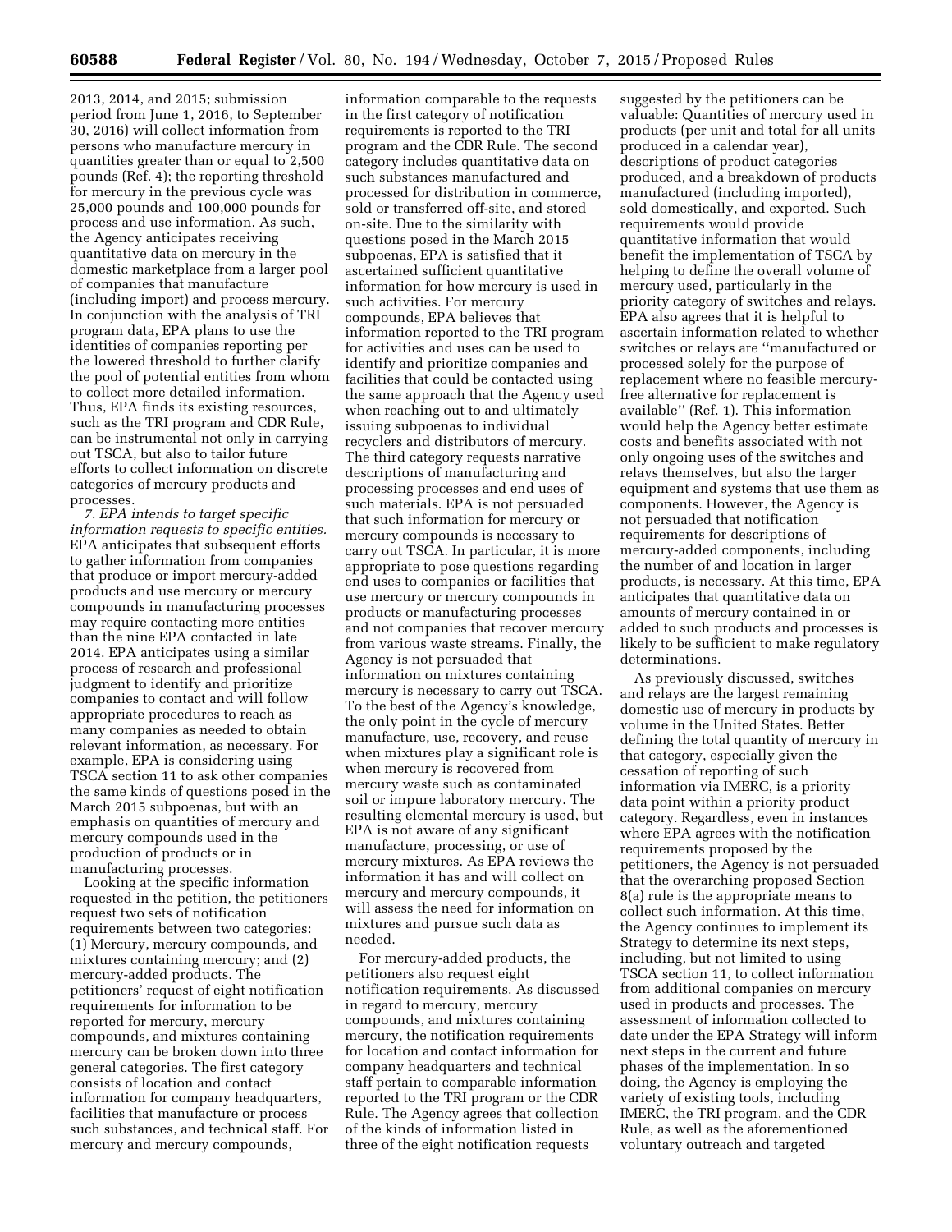2013, 2014, and 2015; submission period from June 1, 2016, to September 30, 2016) will collect information from persons who manufacture mercury in quantities greater than or equal to 2,500 pounds (Ref. 4); the reporting threshold for mercury in the previous cycle was 25,000 pounds and 100,000 pounds for process and use information. As such, the Agency anticipates receiving quantitative data on mercury in the domestic marketplace from a larger pool of companies that manufacture (including import) and process mercury. In conjunction with the analysis of TRI program data, EPA plans to use the identities of companies reporting per the lowered threshold to further clarify the pool of potential entities from whom to collect more detailed information. Thus, EPA finds its existing resources, such as the TRI program and CDR Rule, can be instrumental not only in carrying out TSCA, but also to tailor future efforts to collect information on discrete categories of mercury products and processes.

*7. EPA intends to target specific information requests to specific entities.* EPA anticipates that subsequent efforts to gather information from companies that produce or import mercury-added products and use mercury or mercury compounds in manufacturing processes may require contacting more entities than the nine EPA contacted in late 2014. EPA anticipates using a similar process of research and professional judgment to identify and prioritize companies to contact and will follow appropriate procedures to reach as many companies as needed to obtain relevant information, as necessary. For example, EPA is considering using TSCA section 11 to ask other companies the same kinds of questions posed in the March 2015 subpoenas, but with an emphasis on quantities of mercury and mercury compounds used in the production of products or in manufacturing processes.

Looking at the specific information requested in the petition, the petitioners request two sets of notification requirements between two categories: (1) Mercury, mercury compounds, and mixtures containing mercury; and (2) mercury-added products. The petitioners' request of eight notification requirements for information to be reported for mercury, mercury compounds, and mixtures containing mercury can be broken down into three general categories. The first category consists of location and contact information for company headquarters, facilities that manufacture or process such substances, and technical staff. For mercury and mercury compounds, information comparable to the requests in the first category of notification requirements is reported to the TRI program and the CDR Rule. The second category includes quantitative data on such substances manufactured and processed for distribution in commerce, sold or transferred off-site, and stored on-site. Due to the similarity with questions posed in the March 2015 subpoenas, EPA is satisfied that it ascertained sufficient quantitative information for how mercury is used in such activities. For mercury compounds, EPA believes that information reported to the TRI program for activities and uses can be used to identify and prioritize companies and facilities that could be contacted using the same approach that the Agency used when reaching out to and ultimately issuing subpoenas to individual recyclers and distributors of mercury. The third category requests narrative descriptions of manufacturing and processing processes and end uses of such materials. EPA is not persuaded that such information for mercury or mercury compounds is necessary to carry out TSCA. In particular, it is more appropriate to pose questions regarding end uses to companies or facilities that use mercury or mercury compounds in products or manufacturing processes and not companies that recover mercury from various waste streams. Finally, the Agency is not persuaded that information on mixtures containing mercury is necessary to carry out TSCA. To the best of the Agency's knowledge, the only point in the cycle of mercury manufacture, use, recovery, and reuse when mixtures play a significant role is when mercury is recovered from mercury waste such as contaminated soil or impure laboratory mercury. The resulting elemental mercury is used, but EPA is not aware of any significant manufacture, processing, or use of mercury mixtures. As EPA reviews the information it has and will collect on mercury and mercury compounds, it will assess the need for information on mixtures and pursue such data as needed.

For mercury-added products, the petitioners also request eight notification requirements. As discussed in regard to mercury, mercury compounds, and mixtures containing mercury, the notification requirements for location and contact information for company headquarters and technical staff pertain to comparable information reported to the TRI program or the CDR Rule. The Agency agrees that collection of the kinds of information listed in three of the eight notification requests suggested by the petitioners can be valuable: Quantities of mercury used in products (per unit and total for all units produced in a calendar year), descriptions of product categories produced, and a breakdown of products manufactured (including imported), sold domestically, and exported. Such requirements would provide quantitative information that would benefit the implementation of TSCA by helping to define the overall volume of mercury used, particularly in the priority category of switches and relays. EPA also agrees that it is helpful to ascertain information related to whether switches or relays are "manufactured or processed solely for the purpose of replacement where no feasible mercury-free alternative for replacement is available" (Ref. 1). This information would help the Agency better estimate costs and benefits associated with not only ongoing uses of the switches and relays themselves, but also the larger equipment and systems that use them as components. However, the Agency is not persuaded that notification requirements for descriptions of mercury-added components, including the number of and location in larger products, is necessary. At this time, EPA anticipates that quantitative data on amounts of mercury contained in or added to such products and processes is likely to be sufficient to make regulatory determinations.

As previously discussed, switches and relays are the largest remaining domestic use of mercury in products by volume in the United States. Better defining the total quantity of mercury in that category, especially given the cessation of reporting of such information via IMERC, is a priority data point within a priority product category. Regardless, even in instances where EPA agrees with the notification requirements proposed by the petitioners, the Agency is not persuaded that the overarching proposed Section 8(a) rule is the appropriate means to collect such information. At this time, the Agency continues to implement its Strategy to determine its next steps, including, but not limited to using TSCA section 11, to collect information from additional companies on mercury used in products and processes. The assessment of information collected to date under the EPA Strategy will inform next steps in the current and future phases of the implementation. In so doing, the Agency is employing the variety of existing tools, including IMERC, the TRI program, and the CDR Rule, as well as the aforementioned voluntary outreach and targeted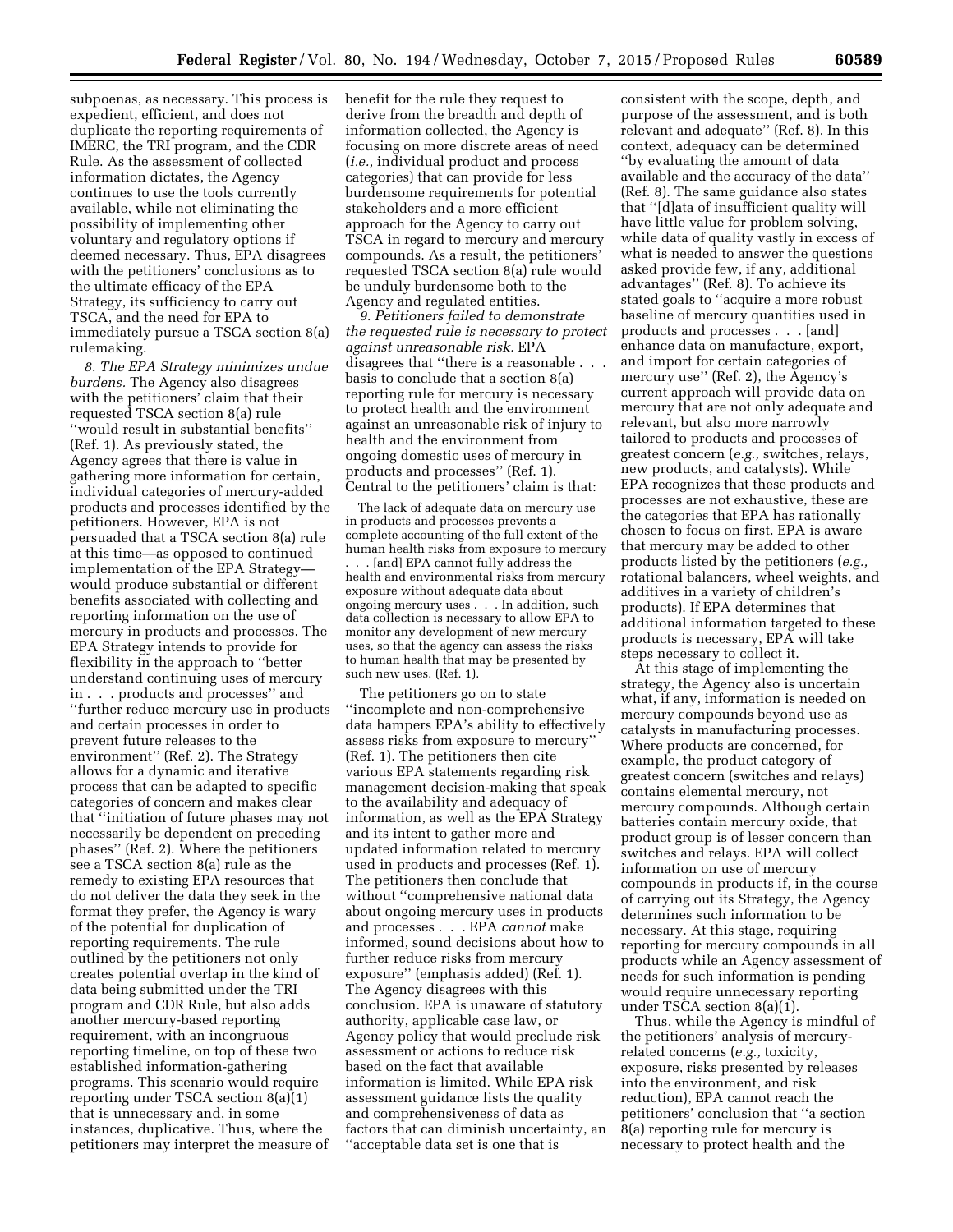subpoenas, as necessary. This process is expedient, efficient, and does not duplicate the reporting requirements of IMERC, the TRI program, and the CDR Rule. As the assessment of collected information dictates, the Agency continues to use the tools currently available, while not eliminating the possibility of implementing other voluntary and regulatory options if deemed necessary. Thus, EPA disagrees with the petitioners' conclusions as to the ultimate efficacy of the EPA Strategy, its sufficiency to carry out TSCA, and the need for EPA to immediately pursue a TSCA section 8(a) rulemaking.

*8. The EPA Strategy minimizes undue burdens.* The Agency also disagrees with the petitioners' claim that their requested TSCA section 8(a) rule ''would result in substantial benefits'' (Ref. 1). As previously stated, the Agency agrees that there is value in gathering more information for certain, individual categories of mercury-added products and processes identified by the petitioners. However, EPA is not persuaded that a TSCA section 8(a) rule at this time—as opposed to continued implementation of the EPA Strategy—would produce substantial or different benefits associated with collecting and reporting information on the use of mercury in products and processes. The EPA Strategy intends to provide for flexibility in the approach to ''better understand continuing uses of mercury in . . . products and processes'' and ''further reduce mercury use in products and certain processes in order to prevent future releases to the environment'' (Ref. 2). The Strategy allows for a dynamic and iterative process that can be adapted to specific categories of concern and makes clear that ''initiation of future phases may not necessarily be dependent on preceding phases'' (Ref. 2). Where the petitioners see a TSCA section 8(a) rule as the remedy to existing EPA resources that do not deliver the data they seek in the format they prefer, the Agency is wary of the potential for duplication of reporting requirements. The rule outlined by the petitioners not only creates potential overlap in the kind of data being submitted under the TRI program and CDR Rule, but also adds another mercury-based reporting requirement, with an incongruous reporting timeline, on top of these two established information-gathering programs. This scenario would require reporting under TSCA section 8(a)(1) that is unnecessary and, in some instances, duplicative. Thus, where the petitioners may interpret the measure of benefit for the rule they request to derive from the breadth and depth of information collected, the Agency is focusing on more discrete areas of need (*i.e.,* individual product and process categories) that can provide for less burdensome requirements for potential stakeholders and a more efficient approach for the Agency to carry out TSCA in regard to mercury and mercury compounds. As a result, the petitioners' requested TSCA section 8(a) rule would be unduly burdensome both to the Agency and regulated entities.

*9. Petitioners failed to demonstrate the requested rule is necessary to protect against unreasonable risk.* EPA disagrees that ''there is a reasonable . . . basis to conclude that a section 8(a) reporting rule for mercury is necessary to protect health and the environment against an unreasonable risk of injury to health and the environment from ongoing domestic uses of mercury in products and processes'' (Ref. 1). Central to the petitioners' claim is that:

> The lack of adequate data on mercury use in products and processes prevents a complete accounting of the full extent of the human health risks from exposure to mercury . . . [and] EPA cannot fully address the health and environmental risks from mercury exposure without adequate data about ongoing mercury uses . . . In addition, such data collection is necessary to allow EPA to monitor any development of new mercury uses, so that the agency can assess the risks to human health that may be presented by such new uses. (Ref. 1).

The petitioners go on to state ''incomplete and non-comprehensive data hampers EPA's ability to effectively assess risks from exposure to mercury'' (Ref. 1). The petitioners then cite various EPA statements regarding risk management decision-making that speak to the availability and adequacy of information, as well as the EPA Strategy and its intent to gather more and updated information related to mercury used in products and processes (Ref. 1). The petitioners then conclude that without ''comprehensive national data about ongoing mercury uses in products and processes . . . EPA *cannot* make informed, sound decisions about how to further reduce risks from mercury exposure'' (emphasis added) (Ref. 1). The Agency disagrees with this conclusion. EPA is unaware of statutory authority, applicable case law, or Agency policy that would preclude risk assessment or actions to reduce risk based on the fact that available information is limited. While EPA risk assessment guidance lists the quality and comprehensiveness of data as factors that can diminish uncertainty, an ''acceptable data set is one that is consistent with the scope, depth, and purpose of the assessment, and is both relevant and adequate'' (Ref. 8). In this context, adequacy can be determined ''by evaluating the amount of data available and the accuracy of the data'' (Ref. 8). The same guidance also states that ''[d]ata of insufficient quality will have little value for problem solving, while data of quality vastly in excess of what is needed to answer the questions asked provide few, if any, additional advantages'' (Ref. 8). To achieve its stated goals to ''acquire a more robust baseline of mercury quantities used in products and processes . . . [and] enhance data on manufacture, export, and import for certain categories of mercury use'' (Ref. 2), the Agency's current approach will provide data on mercury that are not only adequate and relevant, but also more narrowly tailored to products and processes of greatest concern (*e.g.,* switches, relays, new products, and catalysts). While EPA recognizes that these products and processes are not exhaustive, these are the categories that EPA has rationally chosen to focus on first. EPA is aware that mercury may be added to other products listed by the petitioners (*e.g.,* rotational balancers, wheel weights, and additives in a variety of children's products). If EPA determines that additional information targeted to these products is necessary, EPA will take steps necessary to collect it.

At this stage of implementing the strategy, the Agency also is uncertain what, if any, information is needed on mercury compounds beyond use as catalysts in manufacturing processes. Where products are concerned, for example, the product category of greatest concern (switches and relays) contains elemental mercury, not mercury compounds. Although certain batteries contain mercury oxide, that product group is of lesser concern than switches and relays. EPA will collect information on use of mercury compounds in products if, in the course of carrying out its Strategy, the Agency determines such information to be necessary. At this stage, requiring reporting for mercury compounds in all products while an Agency assessment of needs for such information is pending would require unnecessary reporting under TSCA section 8(a)(1).

Thus, while the Agency is mindful of the petitioners' analysis of mercury-related concerns (*e.g.,* toxicity, exposure, risks presented by releases into the environment, and risk reduction), EPA cannot reach the petitioners' conclusion that ''a section 8(a) reporting rule for mercury is necessary to protect health and the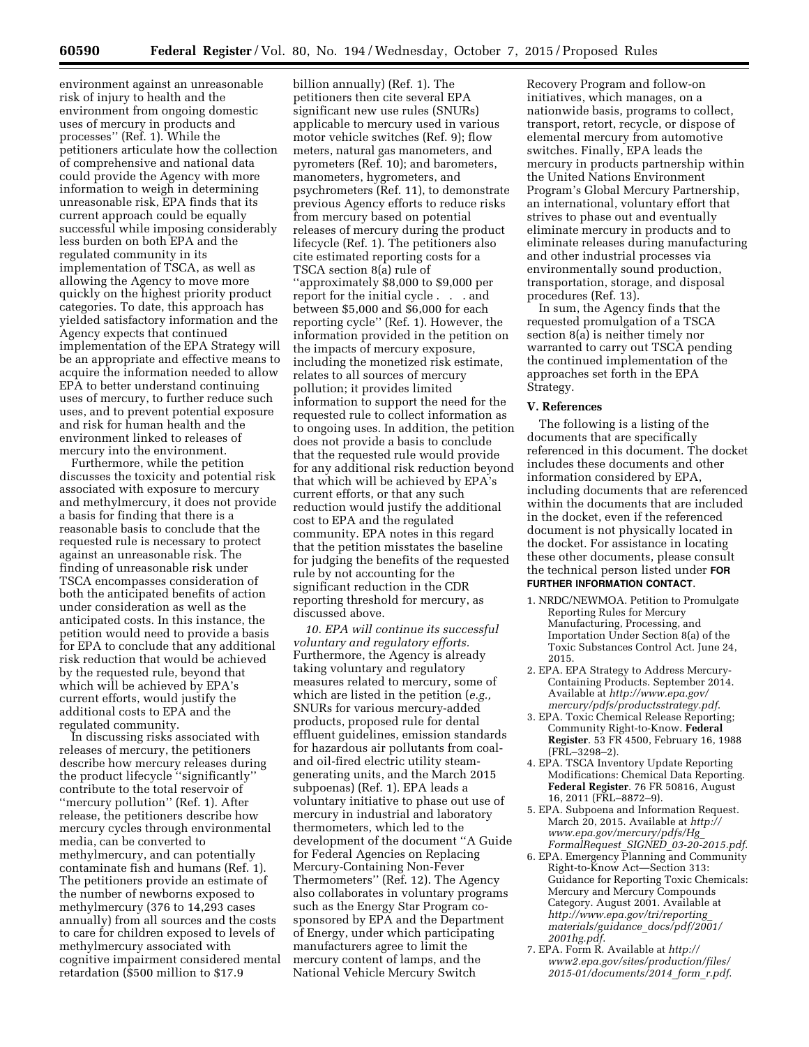environment against an unreasonable risk of injury to health and the environment from ongoing domestic uses of mercury in products and processes'' (Ref. 1). While the petitioners articulate how the collection of comprehensive and national data could provide the Agency with more information to weigh in determining unreasonable risk, EPA finds that its current approach could be equally successful while imposing considerably less burden on both EPA and the regulated community in its implementation of TSCA, as well as allowing the Agency to move more quickly on the highest priority product categories. To date, this approach has yielded satisfactory information and the Agency expects that continued implementation of the EPA Strategy will be an appropriate and effective means to acquire the information needed to allow EPA to better understand continuing uses of mercury, to further reduce such uses, and to prevent potential exposure and risk for human health and the environment linked to releases of mercury into the environment.

Furthermore, while the petition discusses the toxicity and potential risk associated with exposure to mercury and methylmercury, it does not provide a basis for finding that there is a reasonable basis to conclude that the requested rule is necessary to protect against an unreasonable risk. The finding of unreasonable risk under TSCA encompasses consideration of both the anticipated benefits of action under consideration as well as the anticipated costs. In this instance, the petition would need to provide a basis for EPA to conclude that any additional risk reduction that would be achieved by the requested rule, beyond that which will be achieved by EPA's current efforts, would justify the additional costs to EPA and the regulated community.

In discussing risks associated with releases of mercury, the petitioners describe how mercury releases during the product lifecycle ''significantly'' contribute to the total reservoir of ''mercury pollution'' (Ref. 1). After release, the petitioners describe how mercury cycles through environmental media, can be converted to methylmercury, and can potentially contaminate fish and humans (Ref. 1). The petitioners provide an estimate of the number of newborns exposed to methylmercury (376 to 14,293 cases annually) from all sources and the costs to care for children exposed to levels of methylmercury associated with cognitive impairment considered mental retardation ($500 million to $17.9 billion annually) (Ref. 1). The petitioners then cite several EPA significant new use rules (SNURs) applicable to mercury used in various motor vehicle switches (Ref. 9); flow meters, natural gas manometers, and pyrometers (Ref. 10); and barometers, manometers, hygrometers, and psychrometers (Ref. 11), to demonstrate previous Agency efforts to reduce risks from mercury based on potential releases of mercury during the product lifecycle (Ref. 1). The petitioners also cite estimated reporting costs for a TSCA section 8(a) rule of ''approximately $8,000 to $9,000 per report for the initial cycle . . . and between $5,000 and $6,000 for each reporting cycle'' (Ref. 1). However, the information provided in the petition on the impacts of mercury exposure, including the monetized risk estimate, relates to all sources of mercury pollution; it provides limited information to support the need for the requested rule to collect information as to ongoing uses. In addition, the petition does not provide a basis to conclude that the requested rule would provide for any additional risk reduction beyond that which will be achieved by EPA's current efforts, or that any such reduction would justify the additional cost to EPA and the regulated community. EPA notes in this regard that the petition misstates the baseline for judging the benefits of the requested rule by not accounting for the significant reduction in the CDR reporting threshold for mercury, as discussed above.

*10. EPA will continue its successful voluntary and regulatory efforts.* Furthermore, the Agency is already taking voluntary and regulatory measures related to mercury, some of which are listed in the petition (*e.g.,* SNURs for various mercury-added products, proposed rule for dental effluent guidelines, emission standards for hazardous air pollutants from coal- and oil-fired electric utility steam-generating units, and the March 2015 subpoenas) (Ref. 1). EPA leads a voluntary initiative to phase out use of mercury in industrial and laboratory thermometers, which led to the development of the document ''A Guide for Federal Agencies on Replacing Mercury-Containing Non-Fever Thermometers'' (Ref. 12). The Agency also collaborates in voluntary programs such as the Energy Star Program co-sponsored by EPA and the Department of Energy, under which participating manufacturers agree to limit the mercury content of lamps, and the National Vehicle Mercury Switch Recovery Program and follow-on initiatives, which manages, on a nationwide basis, programs to collect, transport, retort, recycle, or dispose of elemental mercury from automotive switches. Finally, EPA leads the mercury in products partnership within the United Nations Environment Program's Global Mercury Partnership, an international, voluntary effort that strives to phase out and eventually eliminate mercury in products and to eliminate releases during manufacturing and other industrial processes via environmentally sound production, transportation, storage, and disposal procedures (Ref. 13).

In sum, the Agency finds that the requested promulgation of a TSCA section 8(a) is neither timely nor warranted to carry out TSCA pending the continued implementation of the approaches set forth in the EPA Strategy.

## V. References

The following is a listing of the documents that are specifically referenced in this document. The docket includes these documents and other information considered by EPA, including documents that are referenced within the documents that are included in the docket, even if the referenced document is not physically located in the docket. For assistance in locating these other documents, please consult the technical person listed under **FOR FURTHER INFORMATION CONTACT**.

1. NRDC/NEWMOA. Petition to Promulgate Reporting Rules for Mercury Manufacturing, Processing, and Importation Under Section 8(a) of the Toxic Substances Control Act. June 24, 2015.
2. EPA. EPA Strategy to Address Mercury-Containing Products. September 2014. Available at *http://www.epa.gov/mercury/pdfs/productsstrategy.pdf*.
3. EPA. Toxic Chemical Release Reporting; Community Right-to-Know. **Federal Register**. 53 FR 4500, February 16, 1988 (FRL–3298–2).
4. EPA. TSCA Inventory Update Reporting Modifications: Chemical Data Reporting. **Federal Register**. 76 FR 50816, August 16, 2011 (FRL–8872–9).
5. EPA. Subpoena and Information Request. March 20, 2015. Available at *http://www.epa.gov/mercury/pdfs/Hg_FormalRequest_SIGNED_03-20-2015.pdf*.
6. EPA. Emergency Planning and Community Right-to-Know Act—Section 313: Guidance for Reporting Toxic Chemicals: Mercury and Mercury Compounds Category. August 2001. Available at *http://www.epa.gov/tri/reporting_materials/guidance_docs/pdf/2001/2001hg.pdf*.
7. EPA. Form R. Available at *http://www2.epa.gov/sites/production/files/2015-01/documents/2014_form_r.pdf*.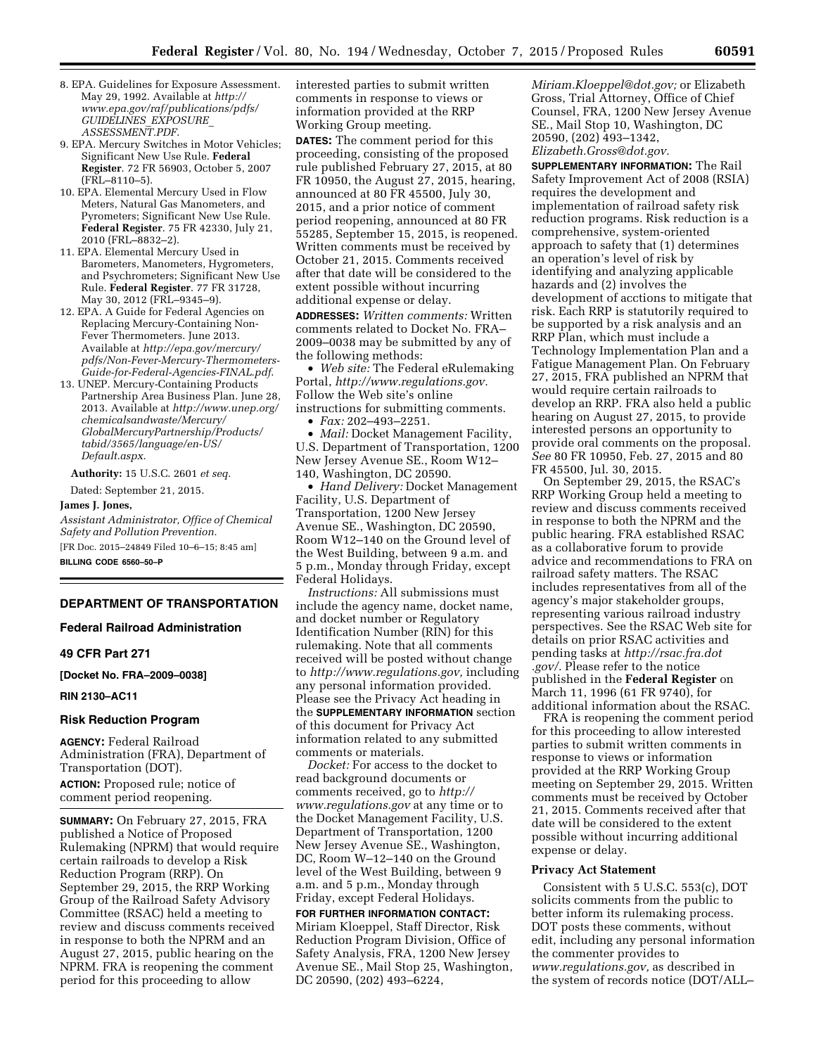8. EPA. Guidelines for Exposure Assessment. May 29, 1992. Available at *http://www.epa.gov/raf/publications/pdfs/GUIDELINES_EXPOSURE_ASSESSMENT.PDF*.
9. EPA. Mercury Switches in Motor Vehicles; Significant New Use Rule. **Federal Register**. 72 FR 56903, October 5, 2007 (FRL–8110–5).
10. EPA. Elemental Mercury Used in Flow Meters, Natural Gas Manometers, and Pyrometers; Significant New Use Rule. **Federal Register**. 75 FR 42330, July 21, 2010 (FRL–8832–2).
11. EPA. Elemental Mercury Used in Barometers, Manometers, Hygrometers, and Psychrometers; Significant New Use Rule. **Federal Register**. 77 FR 31728, May 30, 2012 (FRL–9345–9).
12. EPA. A Guide for Federal Agencies on Replacing Mercury-Containing Non-Fever Thermometers. June 2013. Available at *http://epa.gov/mercury/pdfs/Non-Fever-Mercury-Thermometers-Guide-for-Federal-Agencies-FINAL.pdf*.
13. UNEP. Mercury-Containing Products Partnership Area Business Plan. June 28, 2013. Available at *http://www.unep.org/chemicalsandwaste/Mercury/GlobalMercuryPartnership/Products/tabid/3565/language/en-US/Default.aspx*.

**Authority:** 15 U.S.C. 2601 *et seq.*

Dated: September 21, 2015.

**James J. Jones,**

*Assistant Administrator, Office of Chemical Safety and Pollution Prevention.*

[FR Doc. 2015–24849 Filed 10–6–15; 8:45 am]

**BILLING CODE 6560–50–P**

---

## DEPARTMENT OF TRANSPORTATION

### Federal Railroad Administration

### 49 CFR Part 271

**[Docket No. FRA–2009–0038]**

**RIN 2130–AC11**

### Risk Reduction Program

**AGENCY:** Federal Railroad Administration (FRA), Department of Transportation (DOT).

**ACTION:** Proposed rule; notice of comment period reopening.

**SUMMARY:** On February 27, 2015, FRA published a Notice of Proposed Rulemaking (NPRM) that would require certain railroads to develop a Risk Reduction Program (RRP). On September 29, 2015, the RRP Working Group of the Railroad Safety Advisory Committee (RSAC) held a meeting to review and discuss comments received in response to both the NPRM and an August 27, 2015, public hearing on the NPRM. FRA is reopening the comment period for this proceeding to allow interested parties to submit written comments in response to views or information provided at the RRP Working Group meeting.

**DATES:** The comment period for this proceeding, consisting of the proposed rule published February 27, 2015, at 80 FR 10950, the August 27, 2015, hearing, announced at 80 FR 45500, July 30, 2015, and a prior notice of comment period reopening, announced at 80 FR 55285, September 15, 2015, is reopened. Written comments must be received by October 21, 2015. Comments received after that date will be considered to the extent possible without incurring additional expense or delay.

**ADDRESSES:** *Written comments:* Written comments related to Docket No. FRA–2009–0038 may be submitted by any of the following methods:

- *Web site:* The Federal eRulemaking Portal, *http://www.regulations.gov.* Follow the Web site's online instructions for submitting comments.
- *Fax:* 202–493–2251.
- *Mail:* Docket Management Facility, U.S. Department of Transportation, 1200 New Jersey Avenue SE., Room W12–140, Washington, DC 20590.
- *Hand Delivery:* Docket Management Facility, U.S. Department of Transportation, 1200 New Jersey Avenue SE., Washington, DC 20590, Room W12–140 on the Ground level of the West Building, between 9 a.m. and 5 p.m., Monday through Friday, except Federal Holidays.

*Instructions:* All submissions must include the agency name, docket name, and docket number or Regulatory Identification Number (RIN) for this rulemaking. Note that all comments received will be posted without change to *http://www.regulations.gov,* including any personal information provided. Please see the Privacy Act heading in the **SUPPLEMENTARY INFORMATION** section of this document for Privacy Act information related to any submitted comments or materials.

*Docket:* For access to the docket to read background documents or comments received, go to *http://www.regulations.gov* at any time or to the Docket Management Facility, U.S. Department of Transportation, 1200 New Jersey Avenue SE., Washington, DC, Room W–12–140 on the Ground level of the West Building, between 9 a.m. and 5 p.m., Monday through Friday, except Federal Holidays.

**FOR FURTHER INFORMATION CONTACT:** Miriam Kloeppel, Staff Director, Risk Reduction Program Division, Office of Safety Analysis, FRA, 1200 New Jersey Avenue SE., Mail Stop 25, Washington, DC 20590, (202) 493–6224, *Miriam.Kloeppel@dot.gov;* or Elizabeth Gross, Trial Attorney, Office of Chief Counsel, FRA, 1200 New Jersey Avenue SE., Mail Stop 10, Washington, DC 20590, (202) 493–1342, *Elizabeth.Gross@dot.gov.*

**SUPPLEMENTARY INFORMATION:** The Rail Safety Improvement Act of 2008 (RSIA) requires the development and implementation of railroad safety risk reduction programs. Risk reduction is a comprehensive, system-oriented approach to safety that (1) determines an operation's level of risk by identifying and analyzing applicable hazards and (2) involves the development of acctions to mitigate that risk. Each RRP is statutorily required to be supported by a risk analysis and an RRP Plan, which must include a Technology Implementation Plan and a Fatigue Management Plan. On February 27, 2015, FRA published an NPRM that would require certain railroads to develop an RRP. FRA also held a public hearing on August 27, 2015, to provide interested persons an opportunity to provide oral comments on the proposal. *See* 80 FR 10950, Feb. 27, 2015 and 80 FR 45500, Jul. 30, 2015.

On September 29, 2015, the RSAC's RRP Working Group held a meeting to review and discuss comments received in response to both the NPRM and the public hearing. FRA established RSAC as a collaborative forum to provide advice and recommendations to FRA on railroad safety matters. The RSAC includes representatives from all of the agency's major stakeholder groups, representing various railroad industry perspectives. See the RSAC Web site for details on prior RSAC activities and pending tasks at *http://rsac.fra.dot.gov/.* Please refer to the notice published in the **Federal Register** on March 11, 1996 (61 FR 9740), for additional information about the RSAC.

FRA is reopening the comment period for this proceeding to allow interested parties to submit written comments in response to views or information provided at the RRP Working Group meeting on September 29, 2015. Written comments must be received by October 21, 2015. Comments received after that date will be considered to the extent possible without incurring additional expense or delay.

#### Privacy Act Statement

Consistent with 5 U.S.C. 553(c), DOT solicits comments from the public to better inform its rulemaking process. DOT posts these comments, without edit, including any personal information the commenter provides to *www.regulations.gov,* as described in the system of records notice (DOT/ALL–